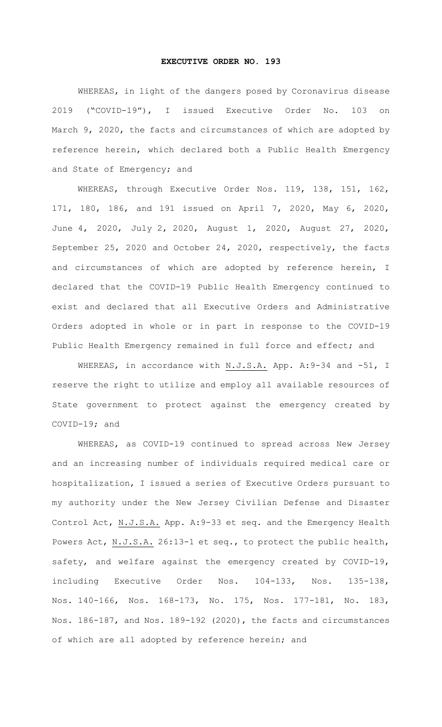# EXECUTIVE ORDER NO. 193

WHEREAS, in light of the dangers posed by Coronavirus disease 2019 ("COVID-19"), I issued Executive Order No. 103 on March 9, 2020, the facts and circumstances of which are adopted by reference herein, which declared both a Public Health Emergency and State of Emergency; and

WHEREAS, through Executive Order Nos. 119, 138, 151, 162, 171, 180, 186, and 191 issued on April 7, 2020, May 6, 2020, June 4, 2020, July 2, 2020, August 1, 2020, August 27, 2020, September 25, 2020 and October 24, 2020, respectively, the facts and circumstances of which are adopted by reference herein, I declared that the COVID-19 Public Health Emergency continued to exist and declared that all Executive Orders and Administrative Orders adopted in whole or in part in response to the COVID-19 Public Health Emergency remained in full force and effect; and

WHEREAS, in accordance with N.J.S.A. App. A:9-34 and -51, I reserve the right to utilize and employ all available resources of State government to protect against the emergency created by COVID-19; and

WHEREAS, as COVID-19 continued to spread across New Jersey and an increasing number of individuals required medical care or hospitalization, I issued a series of Executive Orders pursuant to my authority under the New Jersey Civilian Defense and Disaster Control Act, N.J.S.A. App. A:9-33 et seq. and the Emergency Health Powers Act, N.J.S.A. 26:13-1 et seq., to protect the public health, safety, and welfare against the emergency created by COVID-19, including Executive Order Nos. 104-133, Nos. 135-138, Nos. 140-166, Nos. 168-173, No. 175, Nos. 177-181, No. 183, Nos. 186-187, and Nos. 189-192 (2020), the facts and circumstances of which are all adopted by reference herein; and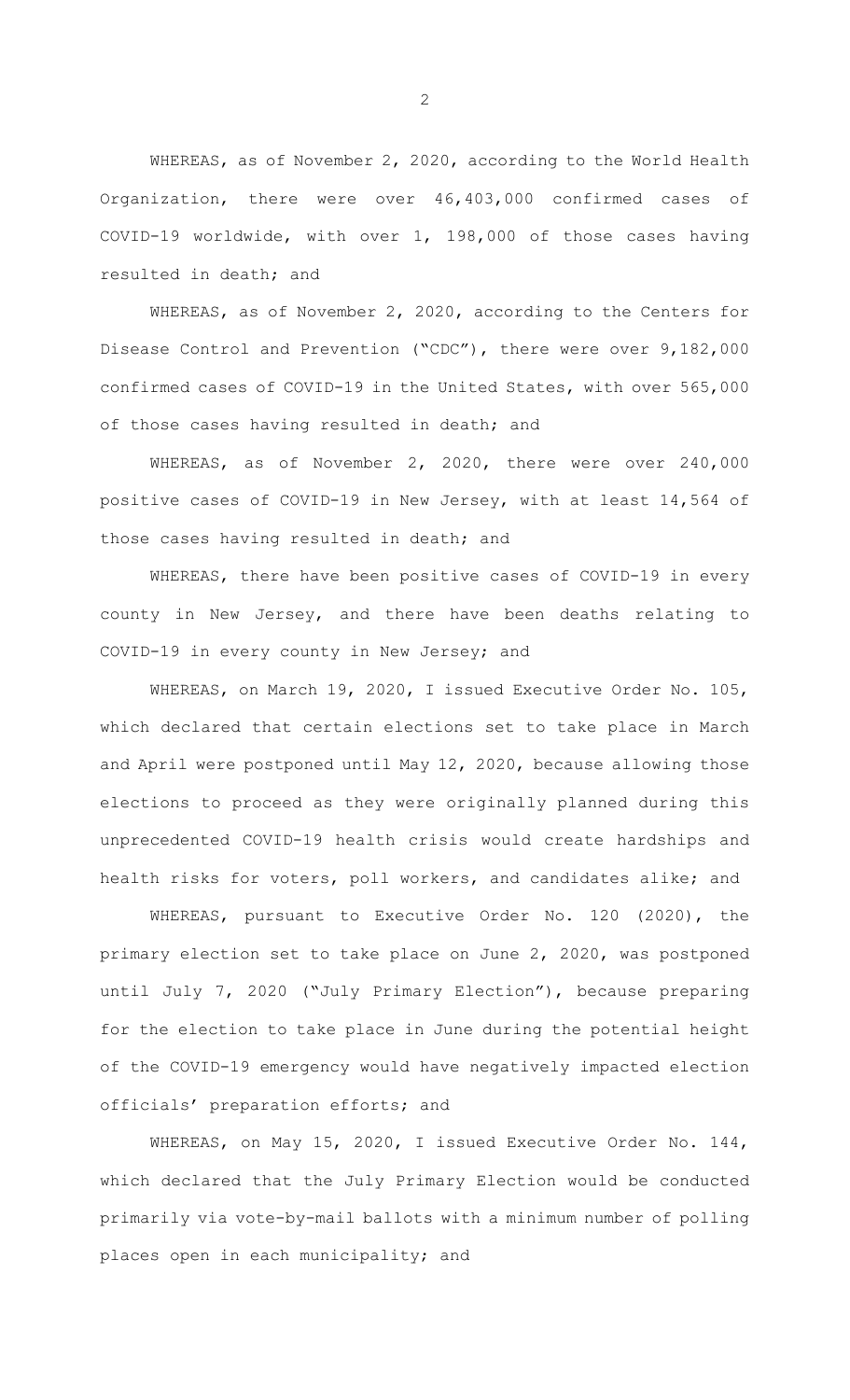WHEREAS, as of November 2, 2020, according to the World Health Organization, there were over 46,403,000 confirmed cases of COVID-19 worldwide, with over 1, 198,000 of those cases having resulted in death; and

WHEREAS, as of November 2, 2020, according to the Centers for Disease Control and Prevention ("CDC"), there were over 9,182,000 confirmed cases of COVID-19 in the United States, with over 565,000 of those cases having resulted in death; and

WHEREAS, as of November 2, 2020, there were over 240,000 positive cases of COVID-19 in New Jersey, with at least 14,564 of those cases having resulted in death; and

WHEREAS, there have been positive cases of COVID-19 in every county in New Jersey, and there have been deaths relating to COVID-19 in every county in New Jersey; and

WHEREAS, on March 19, 2020, I issued Executive Order No. 105, which declared that certain elections set to take place in March and April were postponed until May 12, 2020, because allowing those elections to proceed as they were originally planned during this unprecedented COVID-19 health crisis would create hardships and health risks for voters, poll workers, and candidates alike; and

WHEREAS, pursuant to Executive Order No. 120 (2020), the primary election set to take place on June 2, 2020, was postponed until July 7, 2020 ("July Primary Election"), because preparing for the election to take place in June during the potential height of the COVID-19 emergency would have negatively impacted election officials' preparation efforts; and

WHEREAS, on May 15, 2020, I issued Executive Order No. 144, which declared that the July Primary Election would be conducted primarily via vote-by-mail ballots with a minimum number of polling places open in each municipality; and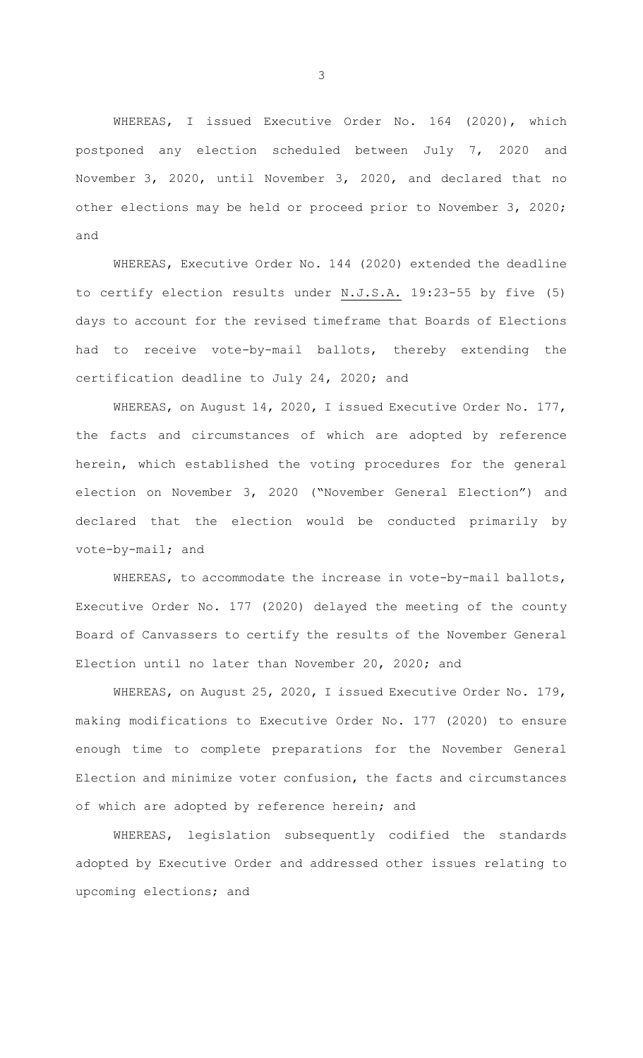WHEREAS, I issued Executive Order No. 164 (2020), which postponed any election scheduled between July 7, 2020 and November 3, 2020, until November 3, 2020, and declared that no other elections may be held or proceed prior to November 3, 2020; and

WHEREAS, Executive Order No. 144 (2020) extended the deadline to certify election results under N.J.S.A. 19:23-55 by five (5) days to account for the revised timeframe that Boards of Elections had to receive vote-by-mail ballots, thereby extending the certification deadline to July 24, 2020; and

WHEREAS, on August 14, 2020, I issued Executive Order No. 177, the facts and circumstances of which are adopted by reference herein, which established the voting procedures for the general election on November 3, 2020 ("November General Election") and declared that the election would be conducted primarily by vote-by-mail; and

WHEREAS, to accommodate the increase in vote-by-mail ballots, Executive Order No. 177 (2020) delayed the meeting of the county Board of Canvassers to certify the results of the November General Election until no later than November 20, 2020; and

WHEREAS, on August 25, 2020, I issued Executive Order No. 179, making modifications to Executive Order No. 177 (2020) to ensure enough time to complete preparations for the November General Election and minimize voter confusion, the facts and circumstances of which are adopted by reference herein; and

WHEREAS, legislation subsequently codified the standards adopted by Executive Order and addressed other issues relating to upcoming elections; and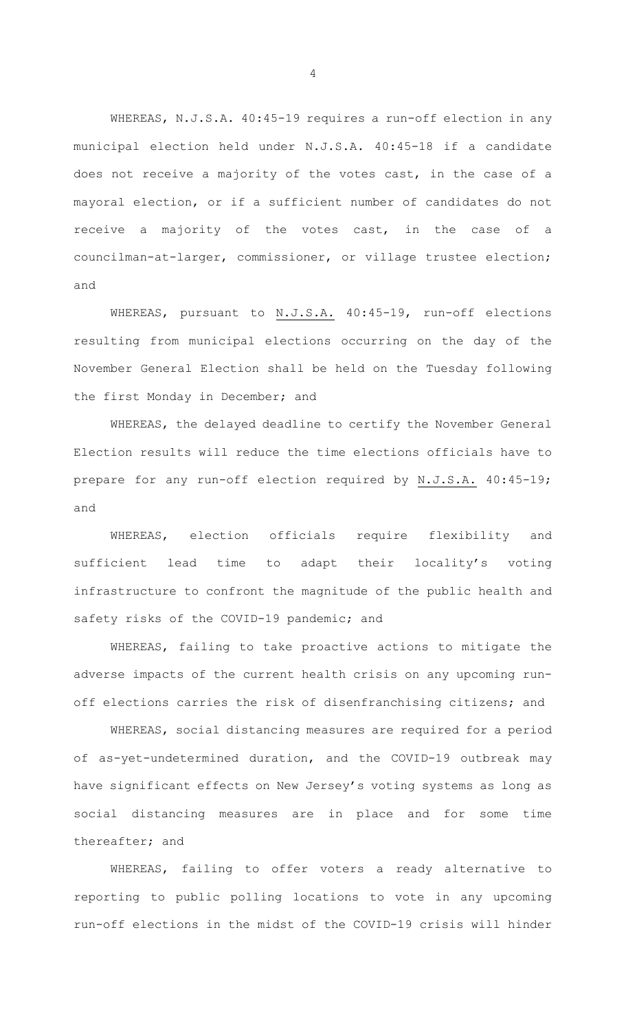WHEREAS, N.J.S.A. 40:45-19 requires a run-off election in any municipal election held under N.J.S.A. 40:45-18 if a candidate does not receive a majority of the votes cast, in the case of a mayoral election, or if a sufficient number of candidates do not receive a majority of the votes cast, in the case of a councilman-at-larger, commissioner, or village trustee election; and

WHEREAS, pursuant to N.J.S.A. 40:45-19, run-off elections resulting from municipal elections occurring on the day of the November General Election shall be held on the Tuesday following the first Monday in December; and

WHEREAS, the delayed deadline to certify the November General Election results will reduce the time elections officials have to prepare for any run-off election required by N.J.S.A. 40:45-19; and

WHEREAS, election officials require flexibility and sufficient lead time to adapt their locality's voting infrastructure to confront the magnitude of the public health and safety risks of the COVID-19 pandemic; and

WHEREAS, failing to take proactive actions to mitigate the adverse impacts of the current health crisis on any upcoming run-off elections carries the risk of disenfranchising citizens; and

WHEREAS, social distancing measures are required for a period of as-yet-undetermined duration, and the COVID-19 outbreak may have significant effects on New Jersey's voting systems as long as social distancing measures are in place and for some time thereafter; and

WHEREAS, failing to offer voters a ready alternative to reporting to public polling locations to vote in any upcoming run-off elections in the midst of the COVID-19 crisis will hinder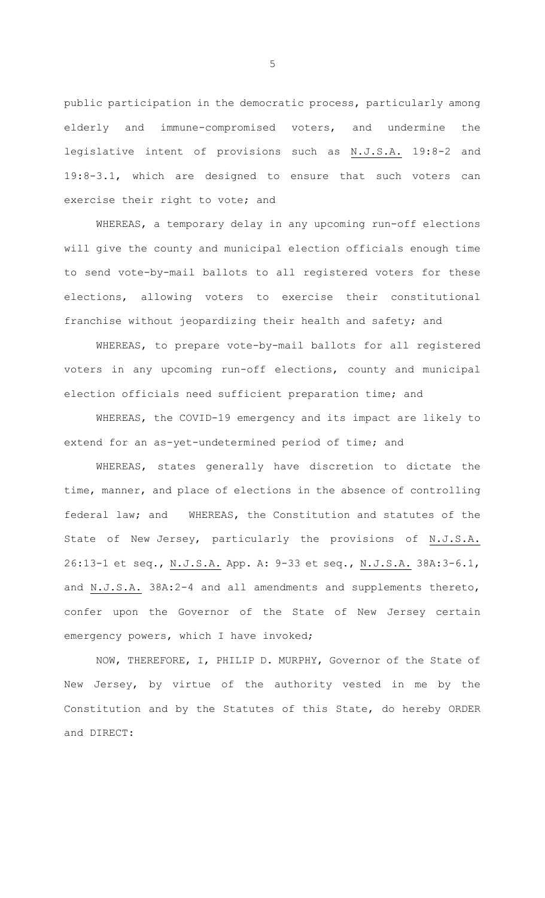public participation in the democratic process, particularly among elderly and immune-compromised voters, and undermine the legislative intent of provisions such as N.J.S.A. 19:8-2 and 19:8-3.1, which are designed to ensure that such voters can exercise their right to vote; and

WHEREAS, a temporary delay in any upcoming run-off elections will give the county and municipal election officials enough time to send vote-by-mail ballots to all registered voters for these elections, allowing voters to exercise their constitutional franchise without jeopardizing their health and safety; and

WHEREAS, to prepare vote-by-mail ballots for all registered voters in any upcoming run-off elections, county and municipal election officials need sufficient preparation time; and

WHEREAS, the COVID-19 emergency and its impact are likely to extend for an as-yet-undetermined period of time; and

WHEREAS, states generally have discretion to dictate the time, manner, and place of elections in the absence of controlling federal law; and WHEREAS, the Constitution and statutes of the State of New Jersey, particularly the provisions of N.J.S.A. 26:13-1 et seq., N.J.S.A. App. A: 9-33 et seq., N.J.S.A. 38A:3-6.1, and N.J.S.A. 38A:2-4 and all amendments and supplements thereto, confer upon the Governor of the State of New Jersey certain emergency powers, which I have invoked;

NOW, THEREFORE, I, PHILIP D. MURPHY, Governor of the State of New Jersey, by virtue of the authority vested in me by the Constitution and by the Statutes of this State, do hereby ORDER and DIRECT: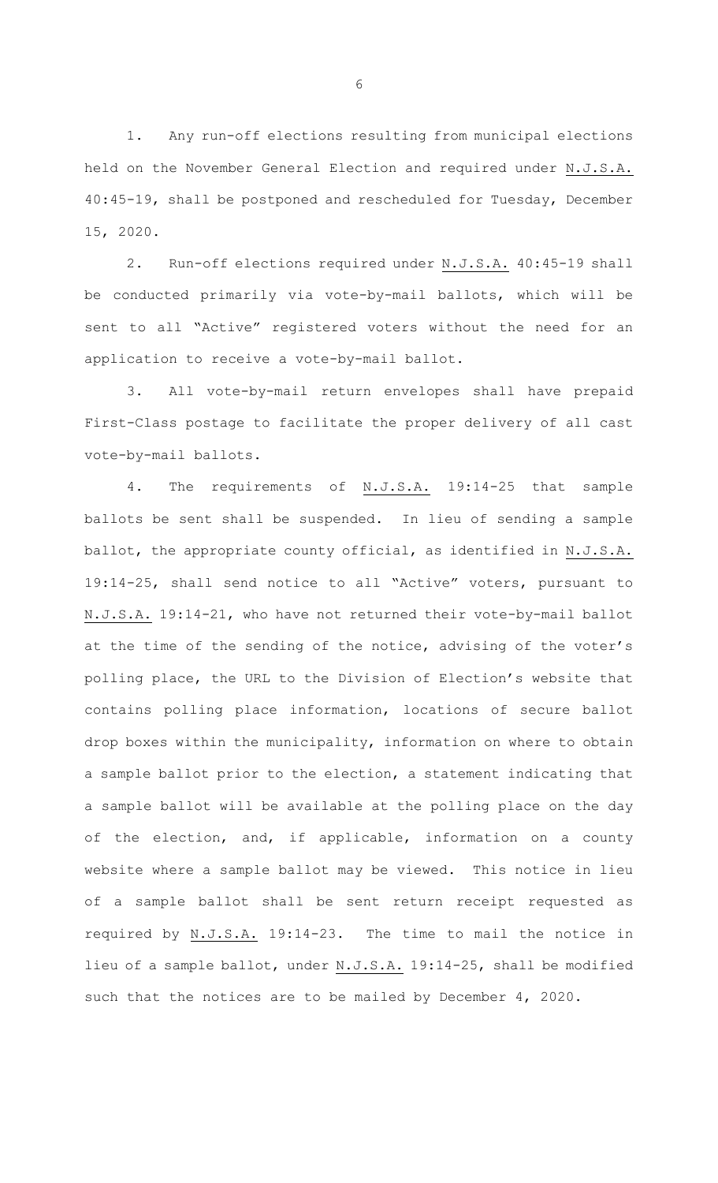1. Any run-off elections resulting from municipal elections held on the November General Election and required under N.J.S.A. 40:45-19, shall be postponed and rescheduled for Tuesday, December 15, 2020.

2. Run-off elections required under N.J.S.A. 40:45-19 shall be conducted primarily via vote-by-mail ballots, which will be sent to all "Active" registered voters without the need for an application to receive a vote-by-mail ballot.

3. All vote-by-mail return envelopes shall have prepaid First-Class postage to facilitate the proper delivery of all cast vote-by-mail ballots.

4. The requirements of N.J.S.A. 19:14-25 that sample ballots be sent shall be suspended. In lieu of sending a sample ballot, the appropriate county official, as identified in N.J.S.A. 19:14-25, shall send notice to all "Active" voters, pursuant to N.J.S.A. 19:14-21, who have not returned their vote-by-mail ballot at the time of the sending of the notice, advising of the voter's polling place, the URL to the Division of Election's website that contains polling place information, locations of secure ballot drop boxes within the municipality, information on where to obtain a sample ballot prior to the election, a statement indicating that a sample ballot will be available at the polling place on the day of the election, and, if applicable, information on a county website where a sample ballot may be viewed. This notice in lieu of a sample ballot shall be sent return receipt requested as required by N.J.S.A. 19:14-23. The time to mail the notice in lieu of a sample ballot, under N.J.S.A. 19:14-25, shall be modified such that the notices are to be mailed by December 4, 2020.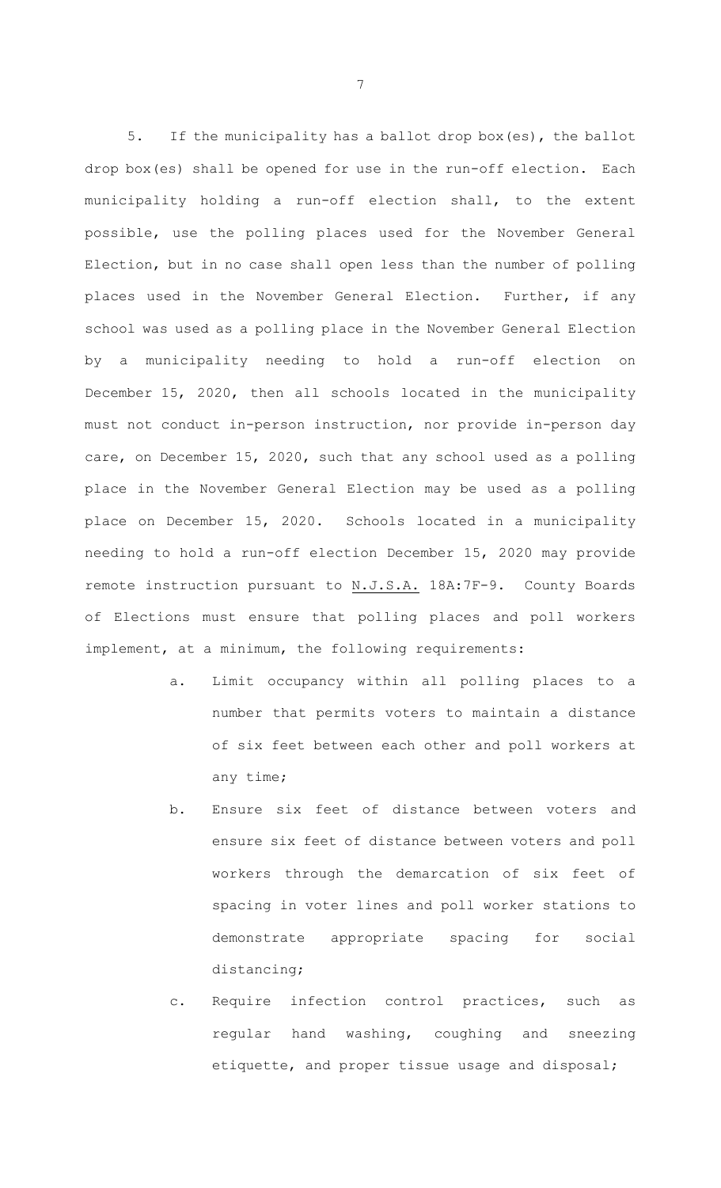5. If the municipality has a ballot drop box(es), the ballot drop box(es) shall be opened for use in the run-off election. Each municipality holding a run-off election shall, to the extent possible, use the polling places used for the November General Election, but in no case shall open less than the number of polling places used in the November General Election. Further, if any school was used as a polling place in the November General Election by a municipality needing to hold a run-off election on December 15, 2020, then all schools located in the municipality must not conduct in-person instruction, nor provide in-person day care, on December 15, 2020, such that any school used as a polling place in the November General Election may be used as a polling place on December 15, 2020. Schools located in a municipality needing to hold a run-off election December 15, 2020 may provide remote instruction pursuant to N.J.S.A. 18A:7F-9. County Boards of Elections must ensure that polling places and poll workers implement, at a minimum, the following requirements:

a. Limit occupancy within all polling places to a number that permits voters to maintain a distance of six feet between each other and poll workers at any time;

b. Ensure six feet of distance between voters and ensure six feet of distance between voters and poll workers through the demarcation of six feet of spacing in voter lines and poll worker stations to demonstrate appropriate spacing for social distancing;

c. Require infection control practices, such as regular hand washing, coughing and sneezing etiquette, and proper tissue usage and disposal;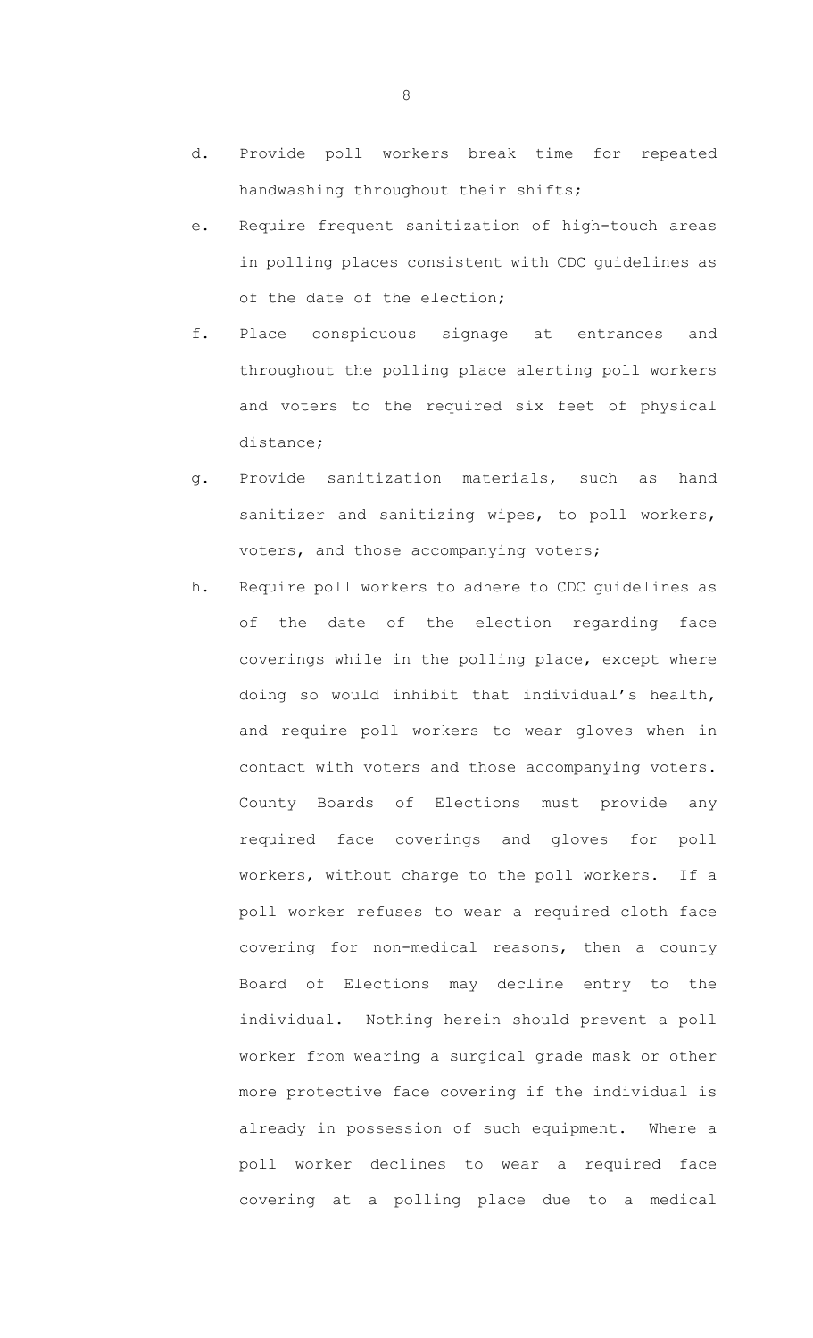d. Provide poll workers break time for repeated handwashing throughout their shifts;

e. Require frequent sanitization of high-touch areas in polling places consistent with CDC guidelines as of the date of the election;

f. Place conspicuous signage at entrances and throughout the polling place alerting poll workers and voters to the required six feet of physical distance;

g. Provide sanitization materials, such as hand sanitizer and sanitizing wipes, to poll workers, voters, and those accompanying voters;

h. Require poll workers to adhere to CDC guidelines as of the date of the election regarding face coverings while in the polling place, except where doing so would inhibit that individual's health, and require poll workers to wear gloves when in contact with voters and those accompanying voters. County Boards of Elections must provide any required face coverings and gloves for poll workers, without charge to the poll workers. If a poll worker refuses to wear a required cloth face covering for non-medical reasons, then a county Board of Elections may decline entry to the individual. Nothing herein should prevent a poll worker from wearing a surgical grade mask or other more protective face covering if the individual is already in possession of such equipment. Where a poll worker declines to wear a required face covering at a polling place due to a medical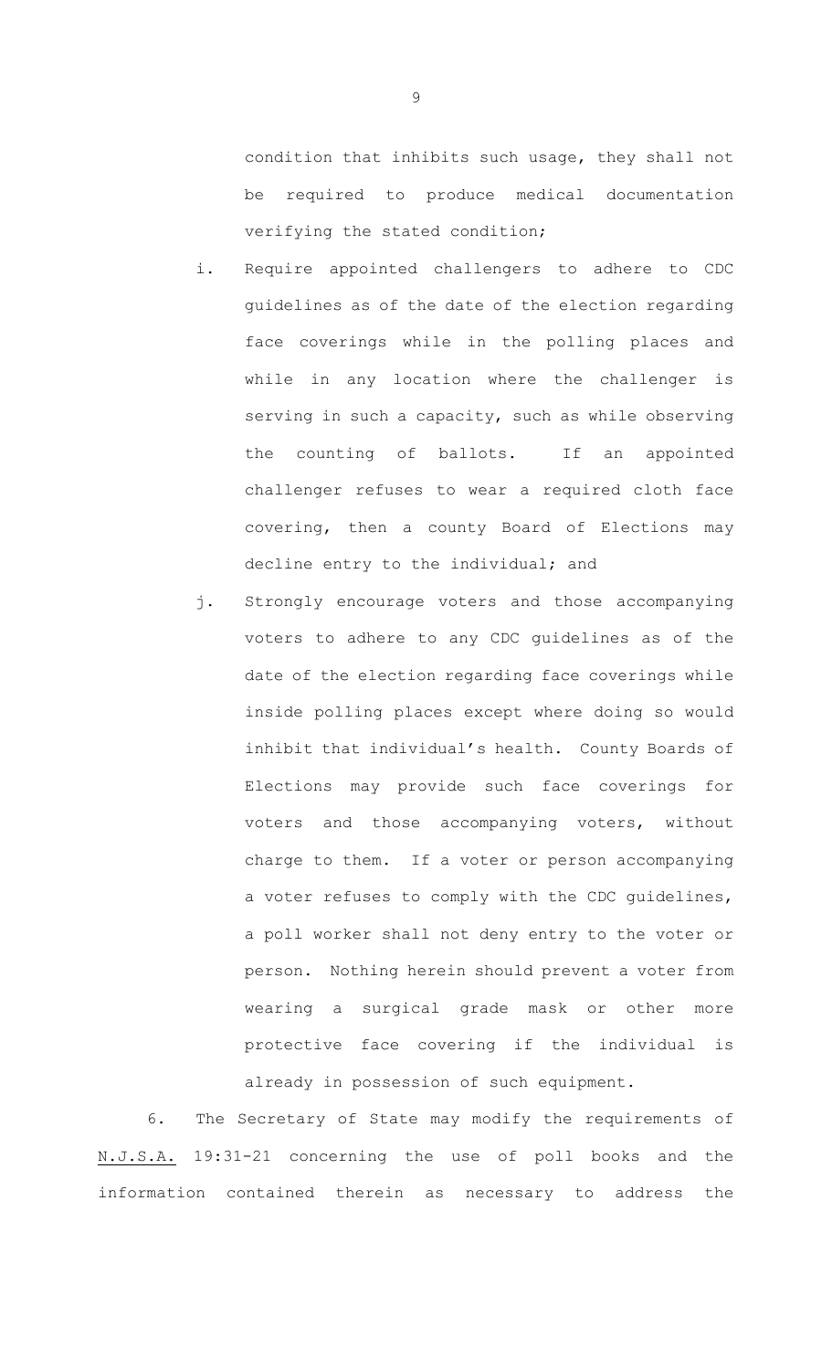condition that inhibits such usage, they shall not be required to produce medical documentation verifying the stated condition;

i. Require appointed challengers to adhere to CDC guidelines as of the date of the election regarding face coverings while in the polling places and while in any location where the challenger is serving in such a capacity, such as while observing the counting of ballots. If an appointed challenger refuses to wear a required cloth face covering, then a county Board of Elections may decline entry to the individual; and

j. Strongly encourage voters and those accompanying voters to adhere to any CDC guidelines as of the date of the election regarding face coverings while inside polling places except where doing so would inhibit that individual's health. County Boards of Elections may provide such face coverings for voters and those accompanying voters, without charge to them. If a voter or person accompanying a voter refuses to comply with the CDC guidelines, a poll worker shall not deny entry to the voter or person. Nothing herein should prevent a voter from wearing a surgical grade mask or other more protective face covering if the individual is already in possession of such equipment.

6. The Secretary of State may modify the requirements of <u>N.J.S.A.</u> 19:31-21 concerning the use of poll books and the information contained therein as necessary to address the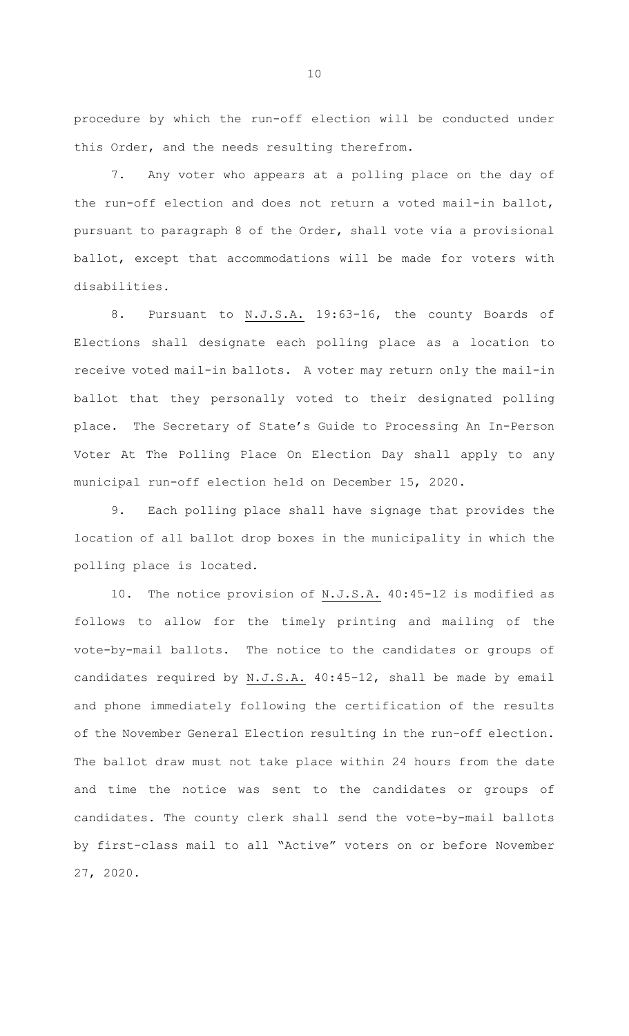procedure by which the run-off election will be conducted under this Order, and the needs resulting therefrom.

7. Any voter who appears at a polling place on the day of the run-off election and does not return a voted mail-in ballot, pursuant to paragraph 8 of the Order, shall vote via a provisional ballot, except that accommodations will be made for voters with disabilities.

8. Pursuant to N.J.S.A. 19:63-16, the county Boards of Elections shall designate each polling place as a location to receive voted mail-in ballots. A voter may return only the mail-in ballot that they personally voted to their designated polling place. The Secretary of State's Guide to Processing An In-Person Voter At The Polling Place On Election Day shall apply to any municipal run-off election held on December 15, 2020.

9. Each polling place shall have signage that provides the location of all ballot drop boxes in the municipality in which the polling place is located.

10. The notice provision of N.J.S.A. 40:45-12 is modified as follows to allow for the timely printing and mailing of the vote-by-mail ballots. The notice to the candidates or groups of candidates required by N.J.S.A. 40:45-12, shall be made by email and phone immediately following the certification of the results of the November General Election resulting in the run-off election. The ballot draw must not take place within 24 hours from the date and time the notice was sent to the candidates or groups of candidates. The county clerk shall send the vote-by-mail ballots by first-class mail to all "Active" voters on or before November 27, 2020.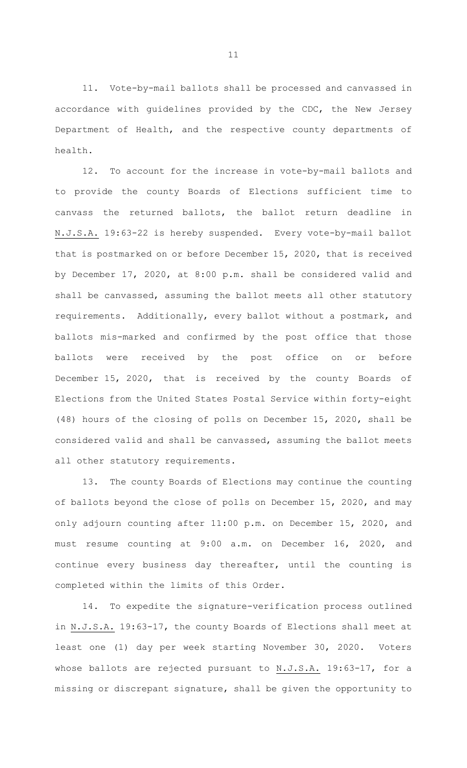11. Vote-by-mail ballots shall be processed and canvassed in accordance with guidelines provided by the CDC, the New Jersey Department of Health, and the respective county departments of health.

12. To account for the increase in vote-by-mail ballots and to provide the county Boards of Elections sufficient time to canvass the returned ballots, the ballot return deadline in N.J.S.A. 19:63-22 is hereby suspended. Every vote-by-mail ballot that is postmarked on or before December 15, 2020, that is received by December 17, 2020, at 8:00 p.m. shall be considered valid and shall be canvassed, assuming the ballot meets all other statutory requirements. Additionally, every ballot without a postmark, and ballots mis-marked and confirmed by the post office that those ballots were received by the post office on or before December 15, 2020, that is received by the county Boards of Elections from the United States Postal Service within forty-eight (48) hours of the closing of polls on December 15, 2020, shall be considered valid and shall be canvassed, assuming the ballot meets all other statutory requirements.

13. The county Boards of Elections may continue the counting of ballots beyond the close of polls on December 15, 2020, and may only adjourn counting after 11:00 p.m. on December 15, 2020, and must resume counting at 9:00 a.m. on December 16, 2020, and continue every business day thereafter, until the counting is completed within the limits of this Order.

14. To expedite the signature-verification process outlined in N.J.S.A. 19:63-17, the county Boards of Elections shall meet at least one (1) day per week starting November 30, 2020. Voters whose ballots are rejected pursuant to N.J.S.A. 19:63-17, for a missing or discrepant signature, shall be given the opportunity to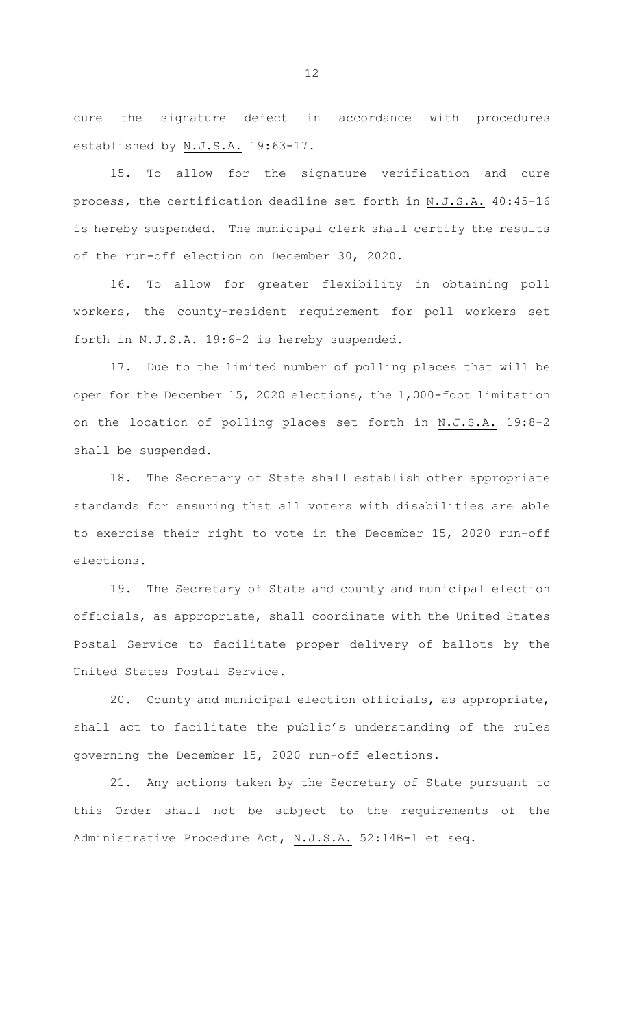cure the signature defect in accordance with procedures established by N.J.S.A. 19:63-17.

15. To allow for the signature verification and cure process, the certification deadline set forth in N.J.S.A. 40:45-16 is hereby suspended. The municipal clerk shall certify the results of the run-off election on December 30, 2020.

16. To allow for greater flexibility in obtaining poll workers, the county-resident requirement for poll workers set forth in N.J.S.A. 19:6-2 is hereby suspended.

17. Due to the limited number of polling places that will be open for the December 15, 2020 elections, the 1,000-foot limitation on the location of polling places set forth in N.J.S.A. 19:8-2 shall be suspended.

18. The Secretary of State shall establish other appropriate standards for ensuring that all voters with disabilities are able to exercise their right to vote in the December 15, 2020 run-off elections.

19. The Secretary of State and county and municipal election officials, as appropriate, shall coordinate with the United States Postal Service to facilitate proper delivery of ballots by the United States Postal Service.

20. County and municipal election officials, as appropriate, shall act to facilitate the public's understanding of the rules governing the December 15, 2020 run-off elections.

21. Any actions taken by the Secretary of State pursuant to this Order shall not be subject to the requirements of the Administrative Procedure Act, N.J.S.A. 52:14B-1 et seq.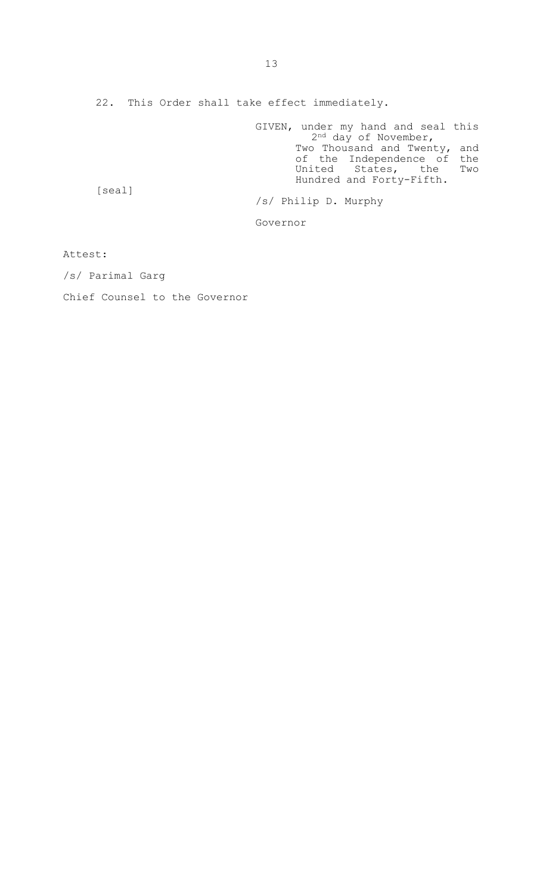22. This Order shall take effect immediately.

GIVEN, under my hand and seal this 2nd day of November, Two Thousand and Twenty, and of the Independence of the United States, the Two Hundred and Forty-Fifth.

[seal]

/s/ Philip D. Murphy

Governor

Attest:

/s/ Parimal Garg

Chief Counsel to the Governor